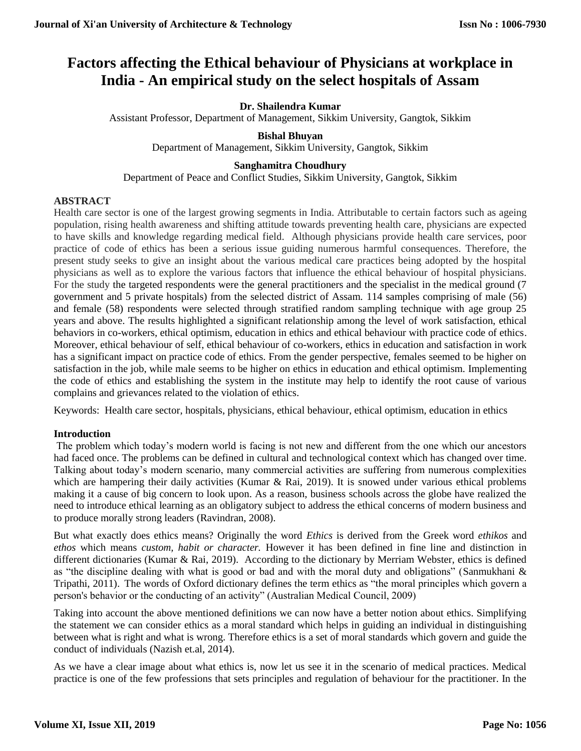# Factors affecting the Ethical behaviour of Physicians at workplace in India - An empirical study on the select hospitals of Assam

**Dr. Shailendra Kumar**
Assistant Professor, Department of Management, Sikkim University, Gangtok, Sikkim

**Bishal Bhuyan**
Department of Management, Sikkim University, Gangtok, Sikkim

**Sanghamitra Choudhury**
Department of Peace and Conflict Studies, Sikkim University, Gangtok, Sikkim

## ABSTRACT

Health care sector is one of the largest growing segments in India. Attributable to certain factors such as ageing population, rising health awareness and shifting attitude towards preventing health care, physicians are expected to have skills and knowledge regarding medical field. Although physicians provide health care services, poor practice of code of ethics has been a serious issue guiding numerous harmful consequences. Therefore, the present study seeks to give an insight about the various medical care practices being adopted by the hospital physicians as well as to explore the various factors that influence the ethical behaviour of hospital physicians. For the study the targeted respondents were the general practitioners and the specialist in the medical ground (7 government and 5 private hospitals) from the selected district of Assam. 114 samples comprising of male (56) and female (58) respondents were selected through stratified random sampling technique with age group 25 years and above. The results highlighted a significant relationship among the level of work satisfaction, ethical behaviors in co-workers, ethical optimism, education in ethics and ethical behaviour with practice code of ethics. Moreover, ethical behaviour of self, ethical behaviour of co-workers, ethics in education and satisfaction in work has a significant impact on practice code of ethics. From the gender perspective, females seemed to be higher on satisfaction in the job, while male seems to be higher on ethics in education and ethical optimism. Implementing the code of ethics and establishing the system in the institute may help to identify the root cause of various complains and grievances related to the violation of ethics.

Keywords: Health care sector, hospitals, physicians, ethical behaviour, ethical optimism, education in ethics

## Introduction

The problem which today's modern world is facing is not new and different from the one which our ancestors had faced once. The problems can be defined in cultural and technological context which has changed over time. Talking about today's modern scenario, many commercial activities are suffering from numerous complexities which are hampering their daily activities (Kumar & Rai, 2019). It is snowed under various ethical problems making it a cause of big concern to look upon. As a reason, business schools across the globe have realized the need to introduce ethical learning as an obligatory subject to address the ethical concerns of modern business and to produce morally strong leaders (Ravindran, 2008).

But what exactly does ethics means? Originally the word *Ethics* is derived from the Greek word *ethikos* and *ethos* which means *custom, habit or character.* However it has been defined in fine line and distinction in different dictionaries (Kumar & Rai, 2019). According to the dictionary by Merriam Webster, ethics is defined as "the discipline dealing with what is good or bad and with the moral duty and obligations" (Sanmukhani & Tripathi, 2011). The words of Oxford dictionary defines the term ethics as "the moral principles which govern a person's behavior or the conducting of an activity" (Australian Medical Council, 2009)

Taking into account the above mentioned definitions we can now have a better notion about ethics. Simplifying the statement we can consider ethics as a moral standard which helps in guiding an individual in distinguishing between what is right and what is wrong. Therefore ethics is a set of moral standards which govern and guide the conduct of individuals (Nazish et.al, 2014).

As we have a clear image about what ethics is, now let us see it in the scenario of medical practices. Medical practice is one of the few professions that sets principles and regulation of behaviour for the practitioner. In the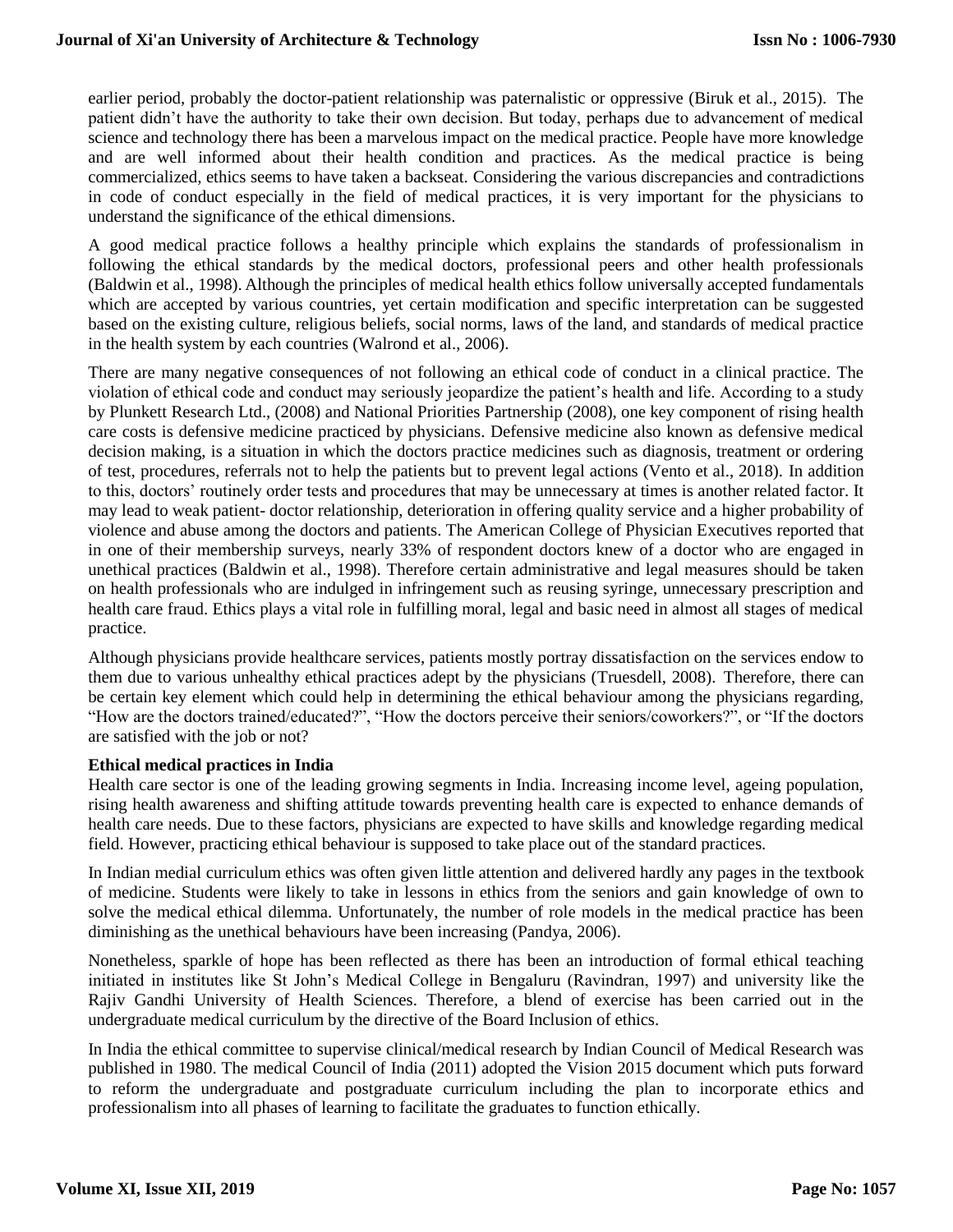earlier period, probably the doctor-patient relationship was paternalistic or oppressive (Biruk et al., 2015). The patient didn't have the authority to take their own decision. But today, perhaps due to advancement of medical science and technology there has been a marvelous impact on the medical practice. People have more knowledge and are well informed about their health condition and practices. As the medical practice is being commercialized, ethics seems to have taken a backseat. Considering the various discrepancies and contradictions in code of conduct especially in the field of medical practices, it is very important for the physicians to understand the significance of the ethical dimensions.

A good medical practice follows a healthy principle which explains the standards of professionalism in following the ethical standards by the medical doctors, professional peers and other health professionals (Baldwin et al., 1998). Although the principles of medical health ethics follow universally accepted fundamentals which are accepted by various countries, yet certain modification and specific interpretation can be suggested based on the existing culture, religious beliefs, social norms, laws of the land, and standards of medical practice in the health system by each countries (Walrond et al., 2006).

There are many negative consequences of not following an ethical code of conduct in a clinical practice. The violation of ethical code and conduct may seriously jeopardize the patient's health and life. According to a study by Plunkett Research Ltd., (2008) and National Priorities Partnership (2008), one key component of rising health care costs is defensive medicine practiced by physicians. Defensive medicine also known as defensive medical decision making, is a situation in which the doctors practice medicines such as diagnosis, treatment or ordering of test, procedures, referrals not to help the patients but to prevent legal actions (Vento et al., 2018). In addition to this, doctors' routinely order tests and procedures that may be unnecessary at times is another related factor. It may lead to weak patient- doctor relationship, deterioration in offering quality service and a higher probability of violence and abuse among the doctors and patients. The American College of Physician Executives reported that in one of their membership surveys, nearly 33% of respondent doctors knew of a doctor who are engaged in unethical practices (Baldwin et al., 1998). Therefore certain administrative and legal measures should be taken on health professionals who are indulged in infringement such as reusing syringe, unnecessary prescription and health care fraud. Ethics plays a vital role in fulfilling moral, legal and basic need in almost all stages of medical practice.

Although physicians provide healthcare services, patients mostly portray dissatisfaction on the services endow to them due to various unhealthy ethical practices adept by the physicians (Truesdell, 2008). Therefore, there can be certain key element which could help in determining the ethical behaviour among the physicians regarding, "How are the doctors trained/educated?", "How the doctors perceive their seniors/coworkers?", or "If the doctors are satisfied with the job or not?

**Ethical medical practices in India**

Health care sector is one of the leading growing segments in India. Increasing income level, ageing population, rising health awareness and shifting attitude towards preventing health care is expected to enhance demands of health care needs. Due to these factors, physicians are expected to have skills and knowledge regarding medical field. However, practicing ethical behaviour is supposed to take place out of the standard practices.

In Indian medial curriculum ethics was often given little attention and delivered hardly any pages in the textbook of medicine. Students were likely to take in lessons in ethics from the seniors and gain knowledge of own to solve the medical ethical dilemma. Unfortunately, the number of role models in the medical practice has been diminishing as the unethical behaviours have been increasing (Pandya, 2006).

Nonetheless, sparkle of hope has been reflected as there has been an introduction of formal ethical teaching initiated in institutes like St John's Medical College in Bengaluru (Ravindran, 1997) and university like the Rajiv Gandhi University of Health Sciences. Therefore, a blend of exercise has been carried out in the undergraduate medical curriculum by the directive of the Board Inclusion of ethics.

In India the ethical committee to supervise clinical/medical research by Indian Council of Medical Research was published in 1980. The medical Council of India (2011) adopted the Vision 2015 document which puts forward to reform the undergraduate and postgraduate curriculum including the plan to incorporate ethics and professionalism into all phases of learning to facilitate the graduates to function ethically.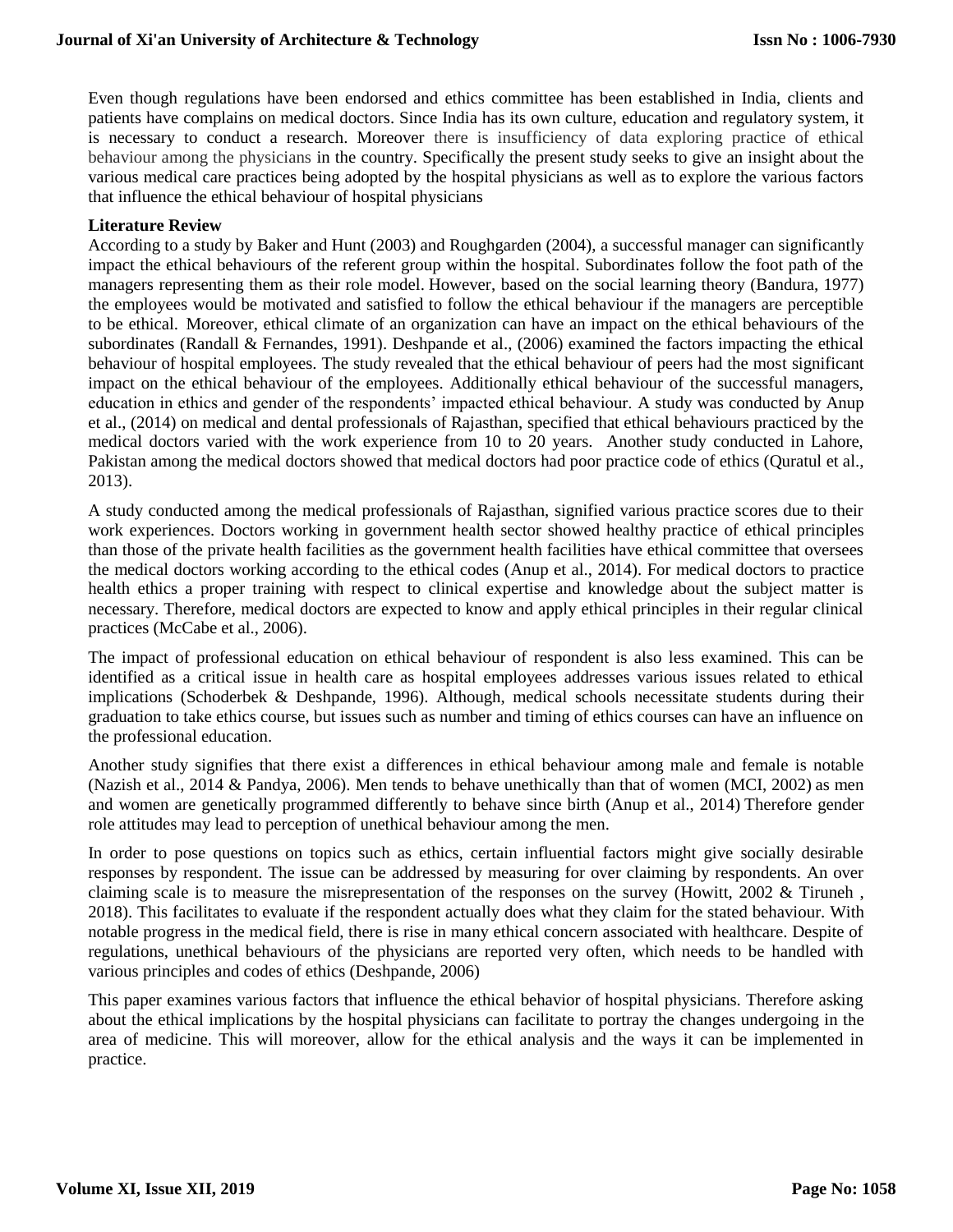Even though regulations have been endorsed and ethics committee has been established in India, clients and patients have complains on medical doctors. Since India has its own culture, education and regulatory system, it is necessary to conduct a research. Moreover there is insufficiency of data exploring practice of ethical behaviour among the physicians in the country. Specifically the present study seeks to give an insight about the various medical care practices being adopted by the hospital physicians as well as to explore the various factors that influence the ethical behaviour of hospital physicians

**Literature Review**

According to a study by Baker and Hunt (2003) and Roughgarden (2004), a successful manager can significantly impact the ethical behaviours of the referent group within the hospital. Subordinates follow the foot path of the managers representing them as their role model. However, based on the social learning theory (Bandura, 1977) the employees would be motivated and satisfied to follow the ethical behaviour if the managers are perceptible to be ethical. Moreover, ethical climate of an organization can have an impact on the ethical behaviours of the subordinates (Randall & Fernandes, 1991). Deshpande et al., (2006) examined the factors impacting the ethical behaviour of hospital employees. The study revealed that the ethical behaviour of peers had the most significant impact on the ethical behaviour of the employees. Additionally ethical behaviour of the successful managers, education in ethics and gender of the respondents' impacted ethical behaviour. A study was conducted by Anup et al., (2014) on medical and dental professionals of Rajasthan, specified that ethical behaviours practiced by the medical doctors varied with the work experience from 10 to 20 years. Another study conducted in Lahore, Pakistan among the medical doctors showed that medical doctors had poor practice code of ethics (Quratul et al., 2013).

A study conducted among the medical professionals of Rajasthan, signified various practice scores due to their work experiences. Doctors working in government health sector showed healthy practice of ethical principles than those of the private health facilities as the government health facilities have ethical committee that oversees the medical doctors working according to the ethical codes (Anup et al., 2014). For medical doctors to practice health ethics a proper training with respect to clinical expertise and knowledge about the subject matter is necessary. Therefore, medical doctors are expected to know and apply ethical principles in their regular clinical practices (McCabe et al., 2006).

The impact of professional education on ethical behaviour of respondent is also less examined. This can be identified as a critical issue in health care as hospital employees addresses various issues related to ethical implications (Schoderbek & Deshpande, 1996). Although, medical schools necessitate students during their graduation to take ethics course, but issues such as number and timing of ethics courses can have an influence on the professional education.

Another study signifies that there exist a differences in ethical behaviour among male and female is notable (Nazish et al., 2014 & Pandya, 2006). Men tends to behave unethically than that of women (MCI, 2002) as men and women are genetically programmed differently to behave since birth (Anup et al., 2014) Therefore gender role attitudes may lead to perception of unethical behaviour among the men.

In order to pose questions on topics such as ethics, certain influential factors might give socially desirable responses by respondent. The issue can be addressed by measuring for over claiming by respondents. An over claiming scale is to measure the misrepresentation of the responses on the survey (Howitt, 2002 & Tiruneh , 2018). This facilitates to evaluate if the respondent actually does what they claim for the stated behaviour. With notable progress in the medical field, there is rise in many ethical concern associated with healthcare. Despite of regulations, unethical behaviours of the physicians are reported very often, which needs to be handled with various principles and codes of ethics (Deshpande, 2006)

This paper examines various factors that influence the ethical behavior of hospital physicians. Therefore asking about the ethical implications by the hospital physicians can facilitate to portray the changes undergoing in the area of medicine. This will moreover, allow for the ethical analysis and the ways it can be implemented in practice.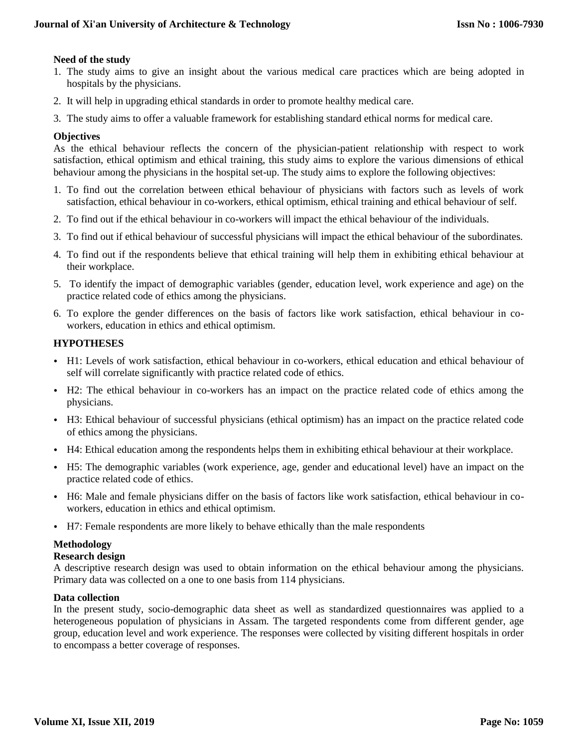**Need of the study**

1. The study aims to give an insight about the various medical care practices which are being adopted in hospitals by the physicians.
2. It will help in upgrading ethical standards in order to promote healthy medical care.
3. The study aims to offer a valuable framework for establishing standard ethical norms for medical care.

**Objectives**

As the ethical behaviour reflects the concern of the physician-patient relationship with respect to work satisfaction, ethical optimism and ethical training, this study aims to explore the various dimensions of ethical behaviour among the physicians in the hospital set-up. The study aims to explore the following objectives:

1. To find out the correlation between ethical behaviour of physicians with factors such as levels of work satisfaction, ethical behaviour in co-workers, ethical optimism, ethical training and ethical behaviour of self.
2. To find out if the ethical behaviour in co-workers will impact the ethical behaviour of the individuals.
3. To find out if ethical behaviour of successful physicians will impact the ethical behaviour of the subordinates.
4. To find out if the respondents believe that ethical training will help them in exhibiting ethical behaviour at their workplace.
5. To identify the impact of demographic variables (gender, education level, work experience and age) on the practice related code of ethics among the physicians.
6. To explore the gender differences on the basis of factors like work satisfaction, ethical behaviour in co-workers, education in ethics and ethical optimism.

## HYPOTHESES

- H1: Levels of work satisfaction, ethical behaviour in co-workers, ethical education and ethical behaviour of self will correlate significantly with practice related code of ethics.
- H2: The ethical behaviour in co-workers has an impact on the practice related code of ethics among the physicians.
- H3: Ethical behaviour of successful physicians (ethical optimism) has an impact on the practice related code of ethics among the physicians.
- H4: Ethical education among the respondents helps them in exhibiting ethical behaviour at their workplace.
- H5: The demographic variables (work experience, age, gender and educational level) have an impact on the practice related code of ethics.
- H6: Male and female physicians differ on the basis of factors like work satisfaction, ethical behaviour in co-workers, education in ethics and ethical optimism.
- H7: Female respondents are more likely to behave ethically than the male respondents

**Methodology**

**Research design**

A descriptive research design was used to obtain information on the ethical behaviour among the physicians. Primary data was collected on a one to one basis from 114 physicians.

**Data collection**

In the present study, socio-demographic data sheet as well as standardized questionnaires was applied to a heterogeneous population of physicians in Assam. The targeted respondents come from different gender, age group, education level and work experience. The responses were collected by visiting different hospitals in order to encompass a better coverage of responses.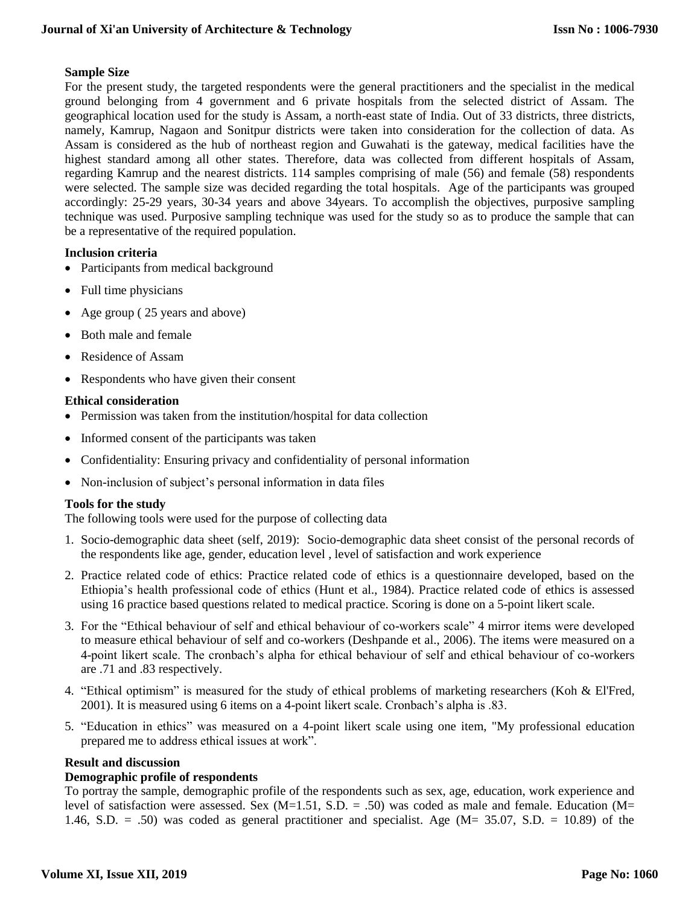### Sample Size

For the present study, the targeted respondents were the general practitioners and the specialist in the medical ground belonging from 4 government and 6 private hospitals from the selected district of Assam. The geographical location used for the study is Assam, a north-east state of India. Out of 33 districts, three districts, namely, Kamrup, Nagaon and Sonitpur districts were taken into consideration for the collection of data. As Assam is considered as the hub of northeast region and Guwahati is the gateway, medical facilities have the highest standard among all other states. Therefore, data was collected from different hospitals of Assam, regarding Kamrup and the nearest districts. 114 samples comprising of male (56) and female (58) respondents were selected. The sample size was decided regarding the total hospitals. Age of the participants was grouped accordingly: 25-29 years, 30-34 years and above 34years. To accomplish the objectives, purposive sampling technique was used. Purposive sampling technique was used for the study so as to produce the sample that can be a representative of the required population.

### Inclusion criteria

- Participants from medical background
- Full time physicians
- Age group ( 25 years and above)
- Both male and female
- Residence of Assam
- Respondents who have given their consent

### Ethical consideration

- Permission was taken from the institution/hospital for data collection
- Informed consent of the participants was taken
- Confidentiality: Ensuring privacy and confidentiality of personal information
- Non-inclusion of subject's personal information in data files

### Tools for the study

The following tools were used for the purpose of collecting data

1. Socio-demographic data sheet (self, 2019): Socio-demographic data sheet consist of the personal records of the respondents like age, gender, education level , level of satisfaction and work experience
2. Practice related code of ethics: Practice related code of ethics is a questionnaire developed, based on the Ethiopia's health professional code of ethics (Hunt et al., 1984). Practice related code of ethics is assessed using 16 practice based questions related to medical practice. Scoring is done on a 5-point likert scale.
3. For the "Ethical behaviour of self and ethical behaviour of co-workers scale" 4 mirror items were developed to measure ethical behaviour of self and co-workers (Deshpande et al., 2006). The items were measured on a 4-point likert scale. The cronbach's alpha for ethical behaviour of self and ethical behaviour of co-workers are .71 and .83 respectively.
4. "Ethical optimism" is measured for the study of ethical problems of marketing researchers (Koh & El'Fred, 2001). It is measured using 6 items on a 4-point likert scale. Cronbach's alpha is .83.
5. "Education in ethics" was measured on a 4-point likert scale using one item, "My professional education prepared me to address ethical issues at work".

## Result and discussion

### Demographic profile of respondents

To portray the sample, demographic profile of the respondents such as sex, age, education, work experience and level of satisfaction were assessed. Sex (M=1.51, S.D. = .50) was coded as male and female. Education (M= 1.46, S.D. = .50) was coded as general practitioner and specialist. Age (M= 35.07, S.D. = 10.89) of the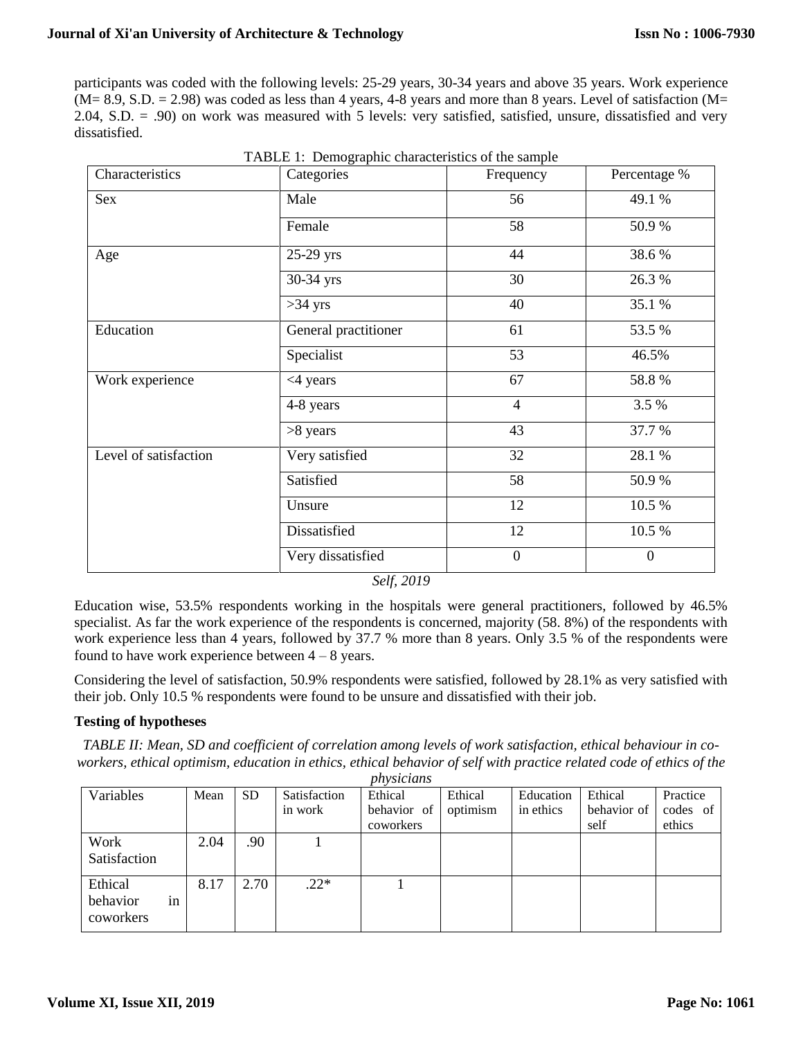participants was coded with the following levels: 25-29 years, 30-34 years and above 35 years. Work experience (M= 8.9, S.D. = 2.98) was coded as less than 4 years, 4-8 years and more than 8 years. Level of satisfaction (M= 2.04, S.D. = .90) on work was measured with 5 levels: very satisfied, satisfied, unsure, dissatisfied and very dissatisfied.

TABLE 1: Demographic characteristics of the sample

| Characteristics | Categories | Frequency | Percentage % |
|---|---|---|---|
| Sex | Male | 56 | 49.1 % |
| | Female | 58 | 50.9 % |
| Age | 25-29 yrs | 44 | 38.6 % |
| | 30-34 yrs | 30 | 26.3 % |
| | >34 yrs | 40 | 35.1 % |
| Education | General practitioner | 61 | 53.5 % |
| | Specialist | 53 | 46.5% |
| Work experience | <4 years | 67 | 58.8 % |
| | 4-8 years | 4 | 3.5 % |
| | >8 years | 43 | 37.7 % |
| Level of satisfaction | Very satisfied | 32 | 28.1 % |
| | Satisfied | 58 | 50.9 % |
| | Unsure | 12 | 10.5 % |
| | Dissatisfied | 12 | 10.5 % |
| | Very dissatisfied | 0 | 0 |

*Self, 2019*

Education wise, 53.5% respondents working in the hospitals were general practitioners, followed by 46.5% specialist. As far the work experience of the respondents is concerned, majority (58. 8%) of the respondents with work experience less than 4 years, followed by 37.7 % more than 8 years. Only 3.5 % of the respondents were found to have work experience between 4 – 8 years.

Considering the level of satisfaction, 50.9% respondents were satisfied, followed by 28.1% as very satisfied with their job. Only 10.5 % respondents were found to be unsure and dissatisfied with their job.

**Testing of hypotheses**

*TABLE II: Mean, SD and coefficient of correlation among levels of work satisfaction, ethical behaviour in co-workers, ethical optimism, education in ethics, ethical behavior of self with practice related code of ethics of the physicians*

| Variables | Mean | SD | Satisfaction in work | Ethical behavior of coworkers | Ethical optimism | Education in ethics | Ethical behavior of self | Practice codes of ethics |
|---|---|---|---|---|---|---|---|---|
| Work Satisfaction | 2.04 | .90 | 1 | | | | | |
| Ethical behavior in coworkers | 8.17 | 2.70 | .22* | 1 | | | | |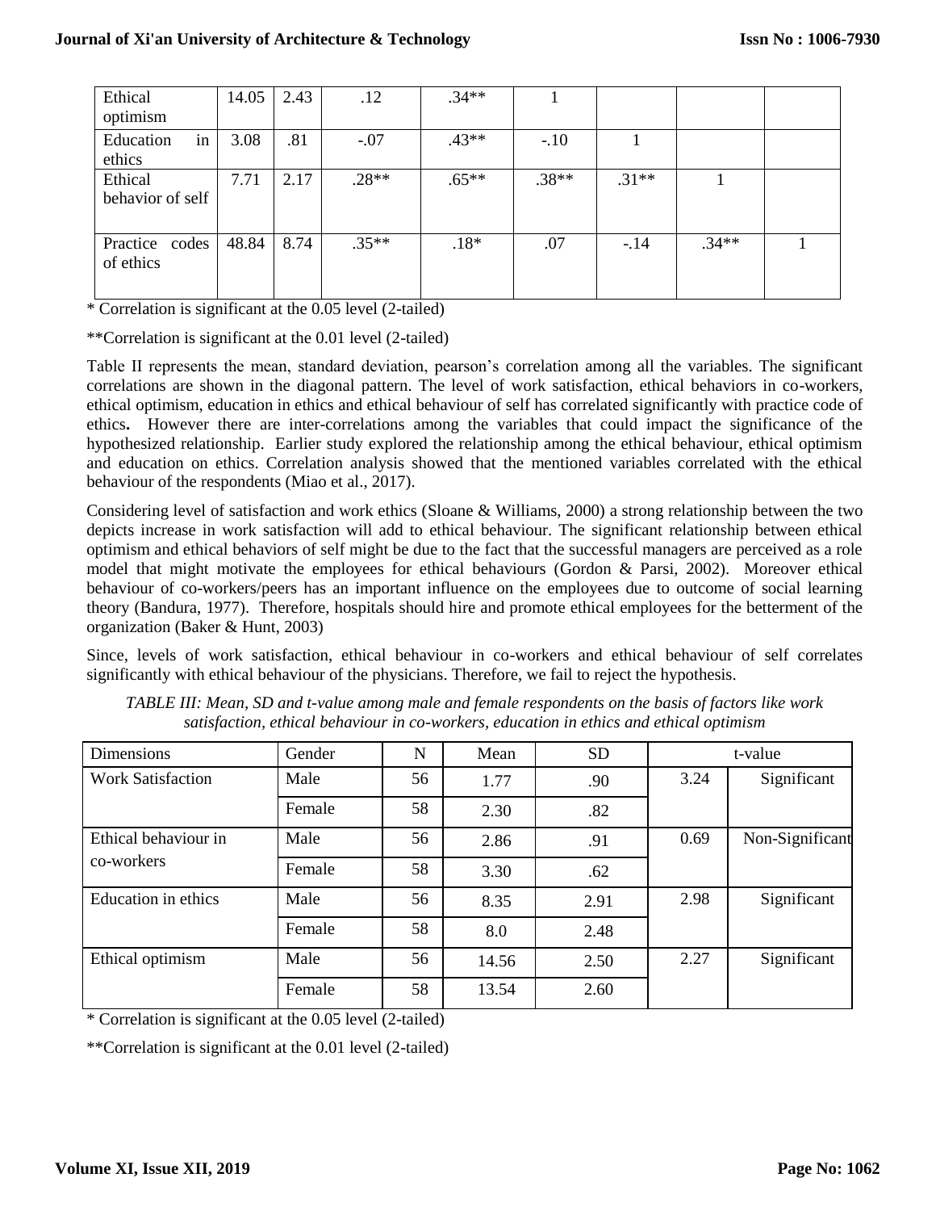| | | | | | | | | |
|---|---|---|---|---|---|---|---|---|
| Ethical optimism | 14.05 | 2.43 | .12 | .34** | 1 | | | |
| Education in ethics | 3.08 | .81 | -.07 | .43** | -.10 | 1 | | |
| Ethical behavior of self | 7.71 | 2.17 | .28** | .65** | .38** | .31** | 1 | |
| Practice codes of ethics | 48.84 | 8.74 | .35** | .18* | .07 | -.14 | .34** | 1 |

\* Correlation is significant at the 0.05 level (2-tailed)

**Correlation is significant at the 0.01 level (2-tailed)

Table II represents the mean, standard deviation, pearson's correlation among all the variables. The significant correlations are shown in the diagonal pattern. The level of work satisfaction, ethical behaviors in co-workers, ethical optimism, education in ethics and ethical behaviour of self has correlated significantly with practice code of ethics**.** However there are inter-correlations among the variables that could impact the significance of the hypothesized relationship. Earlier study explored the relationship among the ethical behaviour, ethical optimism and education on ethics. Correlation analysis showed that the mentioned variables correlated with the ethical behaviour of the respondents (Miao et al., 2017).

Considering level of satisfaction and work ethics (Sloane & Williams, 2000) a strong relationship between the two depicts increase in work satisfaction will add to ethical behaviour. The significant relationship between ethical optimism and ethical behaviors of self might be due to the fact that the successful managers are perceived as a role model that might motivate the employees for ethical behaviours (Gordon & Parsi, 2002). Moreover ethical behaviour of co-workers/peers has an important influence on the employees due to outcome of social learning theory (Bandura, 1977). Therefore, hospitals should hire and promote ethical employees for the betterment of the organization (Baker & Hunt, 2003)

Since, levels of work satisfaction, ethical behaviour in co-workers and ethical behaviour of self correlates significantly with ethical behaviour of the physicians. Therefore, we fail to reject the hypothesis.

*TABLE III: Mean, SD and t-value among male and female respondents on the basis of factors like work satisfaction, ethical behaviour in co-workers, education in ethics and ethical optimism*

| Dimensions | Gender | N | Mean | SD | t-value | |
|---|---|---|---|---|---|---|
| Work Satisfaction | Male | 56 | 1.77 | .90 | 3.24 | Significant |
| | Female | 58 | 2.30 | .82 | | |
| Ethical behaviour in co-workers | Male | 56 | 2.86 | .91 | 0.69 | Non-Significant |
| | Female | 58 | 3.30 | .62 | | |
| Education in ethics | Male | 56 | 8.35 | 2.91 | 2.98 | Significant |
| | Female | 58 | 8.0 | 2.48 | | |
| Ethical optimism | Male | 56 | 14.56 | 2.50 | 2.27 | Significant |
| | Female | 58 | 13.54 | 2.60 | | |

\* Correlation is significant at the 0.05 level (2-tailed)

**Correlation is significant at the 0.01 level (2-tailed)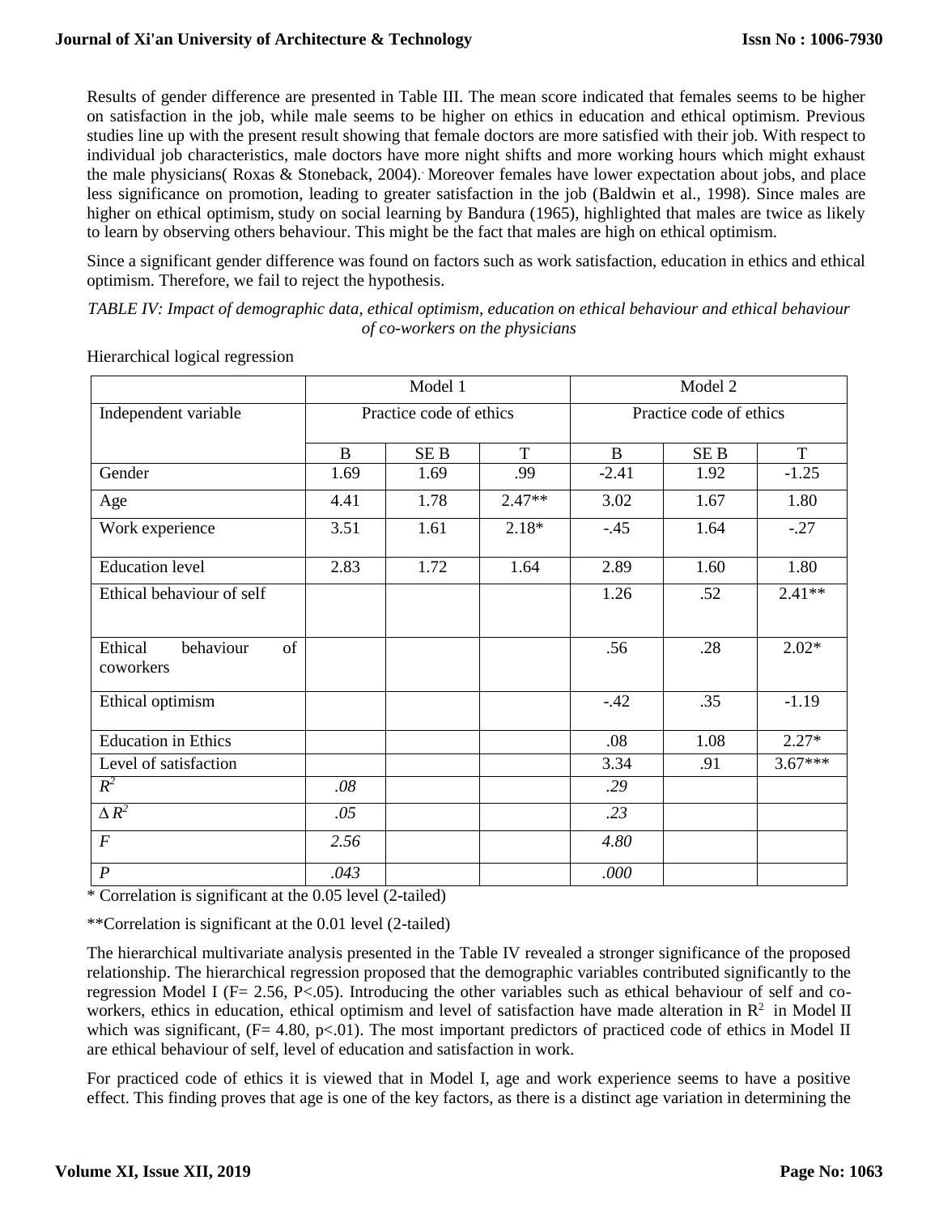Results of gender difference are presented in Table III. The mean score indicated that females seems to be higher on satisfaction in the job, while male seems to be higher on ethics in education and ethical optimism. Previous studies line up with the present result showing that female doctors are more satisfied with their job. With respect to individual job characteristics, male doctors have more night shifts and more working hours which might exhaust the male physicians( Roxas & Stoneback, 2004). Moreover females have lower expectation about jobs, and place less significance on promotion, leading to greater satisfaction in the job (Baldwin et al., 1998). Since males are higher on ethical optimism, study on social learning by Bandura (1965), highlighted that males are twice as likely to learn by observing others behaviour. This might be the fact that males are high on ethical optimism.

Since a significant gender difference was found on factors such as work satisfaction, education in ethics and ethical optimism. Therefore, we fail to reject the hypothesis.

*TABLE IV: Impact of demographic data, ethical optimism, education on ethical behaviour and ethical behaviour of co-workers on the physicians*

Hierarchical logical regression

| | Model 1 | | | Model 2 | | |
|---|---|---|---|---|---|---|
| Independent variable | Practice code of ethics | | | Practice code of ethics | | |
| | B | SE B | T | B | SE B | T |
| Gender | 1.69 | 1.69 | .99 | -2.41 | 1.92 | -1.25 |
| Age | 4.41 | 1.78 | 2.47** | 3.02 | 1.67 | 1.80 |
| Work experience | 3.51 | 1.61 | 2.18* | -.45 | 1.64 | -.27 |
| Education level | 2.83 | 1.72 | 1.64 | 2.89 | 1.60 | 1.80 |
| Ethical behaviour of self | | | | 1.26 | .52 | 2.41** |
| Ethical behaviour of coworkers | | | | .56 | .28 | 2.02* |
| Ethical optimism | | | | -.42 | .35 | -1.19 |
| Education in Ethics | | | | .08 | 1.08 | 2.27* |
| Level of satisfaction | | | | 3.34 | .91 | 3.67*** |
| $R^2$ | *.08* | | | *.29* | | |
| $\Delta R^2$ | *.05* | | | *.23* | | |
| *F* | *2.56* | | | *4.80* | | |
| *P* | *.043* | | | *.000* | | |

\* Correlation is significant at the 0.05 level (2-tailed)

**Correlation is significant at the 0.01 level (2-tailed)

The hierarchical multivariate analysis presented in the Table IV revealed a stronger significance of the proposed relationship. The hierarchical regression proposed that the demographic variables contributed significantly to the regression Model I ($F = 2.56$, $P < .05$). Introducing the other variables such as ethical behaviour of self and co-workers, ethics in education, ethical optimism and level of satisfaction have made alteration in $R^2$ in Model II which was significant, ($F = 4.80$, $p < .01$). The most important predictors of practiced code of ethics in Model II are ethical behaviour of self, level of education and satisfaction in work.

For practiced code of ethics it is viewed that in Model I, age and work experience seems to have a positive effect. This finding proves that age is one of the key factors, as there is a distinct age variation in determining the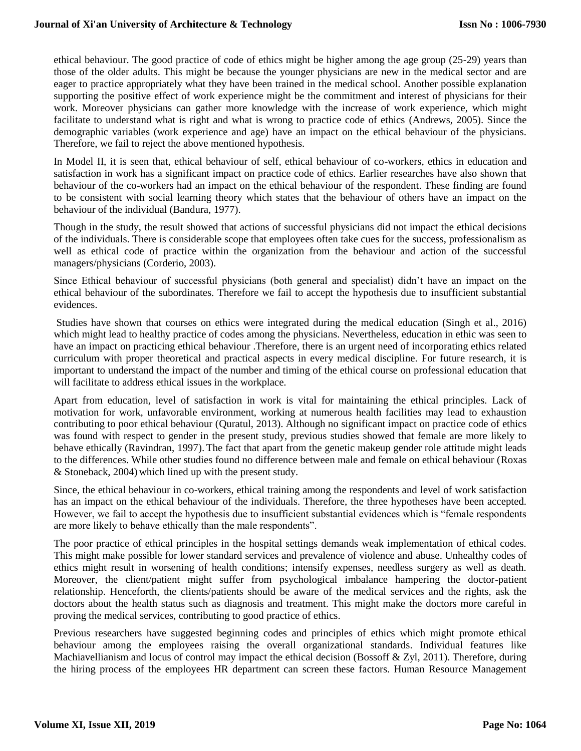ethical behaviour. The good practice of code of ethics might be higher among the age group (25-29) years than those of the older adults. This might be because the younger physicians are new in the medical sector and are eager to practice appropriately what they have been trained in the medical school. Another possible explanation supporting the positive effect of work experience might be the commitment and interest of physicians for their work. Moreover physicians can gather more knowledge with the increase of work experience, which might facilitate to understand what is right and what is wrong to practice code of ethics (Andrews, 2005). Since the demographic variables (work experience and age) have an impact on the ethical behaviour of the physicians. Therefore, we fail to reject the above mentioned hypothesis.

In Model II, it is seen that, ethical behaviour of self, ethical behaviour of co-workers, ethics in education and satisfaction in work has a significant impact on practice code of ethics. Earlier researches have also shown that behaviour of the co-workers had an impact on the ethical behaviour of the respondent. These finding are found to be consistent with social learning theory which states that the behaviour of others have an impact on the behaviour of the individual (Bandura, 1977).

Though in the study, the result showed that actions of successful physicians did not impact the ethical decisions of the individuals. There is considerable scope that employees often take cues for the success, professionalism as well as ethical code of practice within the organization from the behaviour and action of the successful managers/physicians (Corderio, 2003).

Since Ethical behaviour of successful physicians (both general and specialist) didn't have an impact on the ethical behaviour of the subordinates. Therefore we fail to accept the hypothesis due to insufficient substantial evidences.

Studies have shown that courses on ethics were integrated during the medical education (Singh et al., 2016) which might lead to healthy practice of codes among the physicians. Nevertheless, education in ethic was seen to have an impact on practicing ethical behaviour .Therefore, there is an urgent need of incorporating ethics related curriculum with proper theoretical and practical aspects in every medical discipline. For future research, it is important to understand the impact of the number and timing of the ethical course on professional education that will facilitate to address ethical issues in the workplace.

Apart from education, level of satisfaction in work is vital for maintaining the ethical principles. Lack of motivation for work, unfavorable environment, working at numerous health facilities may lead to exhaustion contributing to poor ethical behaviour (Quratul, 2013). Although no significant impact on practice code of ethics was found with respect to gender in the present study, previous studies showed that female are more likely to behave ethically (Ravindran, 1997). The fact that apart from the genetic makeup gender role attitude might leads to the differences. While other studies found no difference between male and female on ethical behaviour (Roxas & Stoneback, 2004) which lined up with the present study.

Since, the ethical behaviour in co-workers, ethical training among the respondents and level of work satisfaction has an impact on the ethical behaviour of the individuals. Therefore, the three hypotheses have been accepted. However, we fail to accept the hypothesis due to insufficient substantial evidences which is "female respondents are more likely to behave ethically than the male respondents".

The poor practice of ethical principles in the hospital settings demands weak implementation of ethical codes. This might make possible for lower standard services and prevalence of violence and abuse. Unhealthy codes of ethics might result in worsening of health conditions; intensify expenses, needless surgery as well as death. Moreover, the client/patient might suffer from psychological imbalance hampering the doctor-patient relationship. Henceforth, the clients/patients should be aware of the medical services and the rights, ask the doctors about the health status such as diagnosis and treatment. This might make the doctors more careful in proving the medical services, contributing to good practice of ethics.

Previous researchers have suggested beginning codes and principles of ethics which might promote ethical behaviour among the employees raising the overall organizational standards. Individual features like Machiavellianism and locus of control may impact the ethical decision (Bossoff & Zyl, 2011). Therefore, during the hiring process of the employees HR department can screen these factors. Human Resource Management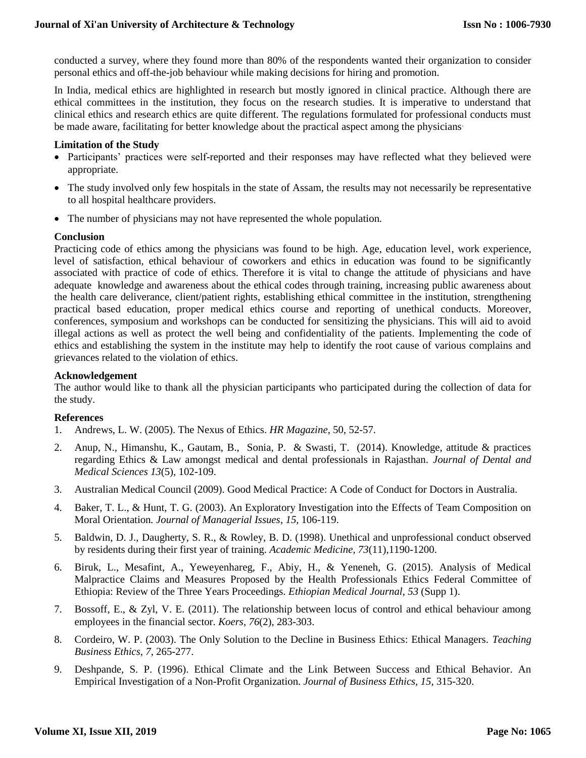conducted a survey, where they found more than 80% of the respondents wanted their organization to consider personal ethics and off-the-job behaviour while making decisions for hiring and promotion.

In India, medical ethics are highlighted in research but mostly ignored in clinical practice. Although there are ethical committees in the institution, they focus on the research studies. It is imperative to understand that clinical ethics and research ethics are quite different. The regulations formulated for professional conducts must be made aware, facilitating for better knowledge about the practical aspect among the physicians.

**Limitation of the Study**

- Participants' practices were self-reported and their responses may have reflected what they believed were appropriate.
- The study involved only few hospitals in the state of Assam, the results may not necessarily be representative to all hospital healthcare providers.
- The number of physicians may not have represented the whole population.

**Conclusion**

Practicing code of ethics among the physicians was found to be high. Age, education level, work experience, level of satisfaction, ethical behaviour of coworkers and ethics in education was found to be significantly associated with practice of code of ethics. Therefore it is vital to change the attitude of physicians and have adequate knowledge and awareness about the ethical codes through training, increasing public awareness about the health care deliverance, client/patient rights, establishing ethical committee in the institution, strengthening practical based education, proper medical ethics course and reporting of unethical conducts. Moreover, conferences, symposium and workshops can be conducted for sensitizing the physicians. This will aid to avoid illegal actions as well as protect the well being and confidentiality of the patients. Implementing the code of ethics and establishing the system in the institute may help to identify the root cause of various complains and grievances related to the violation of ethics.

**Acknowledgement**

The author would like to thank all the physician participants who participated during the collection of data for the study.

**References**

1. Andrews, L. W. (2005). The Nexus of Ethics. *HR Magazine*, 50, 52-57.
2. Anup, N., Himanshu, K., Gautam, B., Sonia, P. & Swasti, T. (2014). Knowledge, attitude & practices regarding Ethics & Law amongst medical and dental professionals in Rajasthan. *Journal of Dental and Medical Sciences 13*(5), 102-109.
3. Australian Medical Council (2009). Good Medical Practice: A Code of Conduct for Doctors in Australia.
4. Baker, T. L., & Hunt, T. G. (2003). An Exploratory Investigation into the Effects of Team Composition on Moral Orientation. *Journal of Managerial Issues*, *15*, 106-119.
5. Baldwin, D. J., Daugherty, S. R., & Rowley, B. D. (1998). Unethical and unprofessional conduct observed by residents during their first year of training. *Academic Medicine*, *73*(11),1190-1200.
6. Biruk, L., Mesafint, A., Yeweyenhareg, F., Abiy, H., & Yeneneh, G. (2015). Analysis of Medical Malpractice Claims and Measures Proposed by the Health Professionals Ethics Federal Committee of Ethiopia: Review of the Three Years Proceedings. *Ethiopian Medical Journal*, *53* (Supp 1).
7. Bossoff, E., & Zyl, V. E. (2011). The relationship between locus of control and ethical behaviour among employees in the financial sector. *Koers, 76*(2), 283-303.
8. Cordeiro, W. P. (2003). The Only Solution to the Decline in Business Ethics: Ethical Managers. *Teaching Business Ethics*, *7*, 265-277.
9. Deshpande, S. P. (1996). Ethical Climate and the Link Between Success and Ethical Behavior. An Empirical Investigation of a Non-Profit Organization. *Journal of Business Ethics*, *15*, 315-320.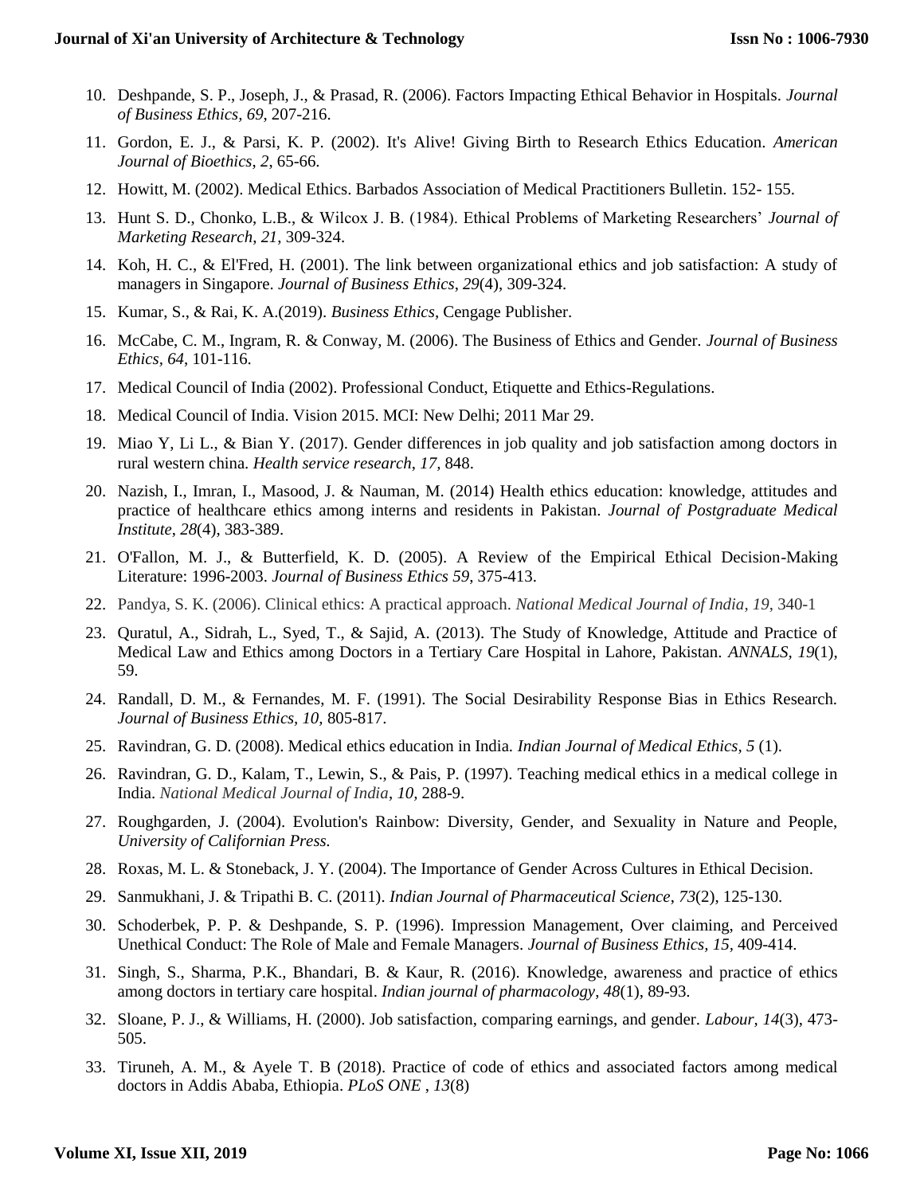10. Deshpande, S. P., Joseph, J., & Prasad, R. (2006). Factors Impacting Ethical Behavior in Hospitals. *Journal of Business Ethics*, *69*, 207-216.
11. Gordon, E. J., & Parsi, K. P. (2002). It's Alive! Giving Birth to Research Ethics Education. *American Journal of Bioethics*, *2*, 65-66.
12. Howitt, M. (2002). Medical Ethics. Barbados Association of Medical Practitioners Bulletin. 152- 155.
13. Hunt S. D., Chonko, L.B., & Wilcox J. B. (1984). Ethical Problems of Marketing Researchers' *Journal of Marketing Research*, *21*, 309-324.
14. Koh, H. C., & El'Fred, H. (2001). The link between organizational ethics and job satisfaction: A study of managers in Singapore. *Journal of Business Ethics*, *29*(4), 309-324.
15. Kumar, S., & Rai, K. A.(2019). *Business Ethics*, Cengage Publisher.
16. McCabe, C. M., Ingram, R. & Conway, M. (2006). The Business of Ethics and Gender. *Journal of Business Ethics, 64*, 101-116.
17. Medical Council of India (2002). Professional Conduct, Etiquette and Ethics-Regulations.
18. Medical Council of India. Vision 2015. MCI: New Delhi; 2011 Mar 29.
19. Miao Y, Li L., & Bian Y. (2017). Gender differences in job quality and job satisfaction among doctors in rural western china. *Health service research, 17,* 848.
20. Nazish, I., Imran, I., Masood, J. & Nauman, M. (2014) Health ethics education: knowledge, attitudes and practice of healthcare ethics among interns and residents in Pakistan. *Journal of Postgraduate Medical Institute*, *28*(4), 383-389.
21. O'Fallon, M. J., & Butterfield, K. D. (2005). A Review of the Empirical Ethical Decision-Making Literature: 1996-2003. *Journal of Business Ethics 59*, 375-413.
22. Pandya, S. K. (2006). Clinical ethics: A practical approach. *National Medical Journal of India*, *19*, 340-1
23. Quratul, A., Sidrah, L., Syed, T., & Sajid, A. (2013). The Study of Knowledge, Attitude and Practice of Medical Law and Ethics among Doctors in a Tertiary Care Hospital in Lahore, Pakistan. *ANNALS, 19*(1), 59.
24. Randall, D. M., & Fernandes, M. F. (1991). The Social Desirability Response Bias in Ethics Research. *Journal of Business Ethics, 10,* 805-817.
25. Ravindran, G. D. (2008). Medical ethics education in India. *Indian Journal of Medical Ethics, 5* (1).
26. Ravindran, G. D., Kalam, T., Lewin, S., & Pais, P. (1997). Teaching medical ethics in a medical college in India. *National Medical Journal of India*, *10*, 288-9.
27. Roughgarden, J. (2004). Evolution's Rainbow: Diversity, Gender, and Sexuality in Nature and People, *University of Californian Press.*
28. Roxas, M. L. & Stoneback, J. Y. (2004). The Importance of Gender Across Cultures in Ethical Decision.
29. Sanmukhani, J. & Tripathi B. C. (2011). *Indian Journal of Pharmaceutical Science*, *73*(2), 125-130.
30. Schoderbek, P. P. & Deshpande, S. P. (1996). Impression Management, Over claiming, and Perceived Unethical Conduct: The Role of Male and Female Managers. *Journal of Business Ethics, 15,* 409-414.
31. Singh, S., Sharma, P.K., Bhandari, B. & Kaur, R. (2016). Knowledge, awareness and practice of ethics among doctors in tertiary care hospital. *Indian journal of pharmacology*, *48*(1), 89-93.
32. Sloane, P. J., & Williams, H. (2000). Job satisfaction, comparing earnings, and gender. *Labour, 14*(3), 473-505.
33. Tiruneh, A. M., & Ayele T. B (2018). Practice of code of ethics and associated factors among medical doctors in Addis Ababa, Ethiopia. *PLoS ONE* , *13*(8)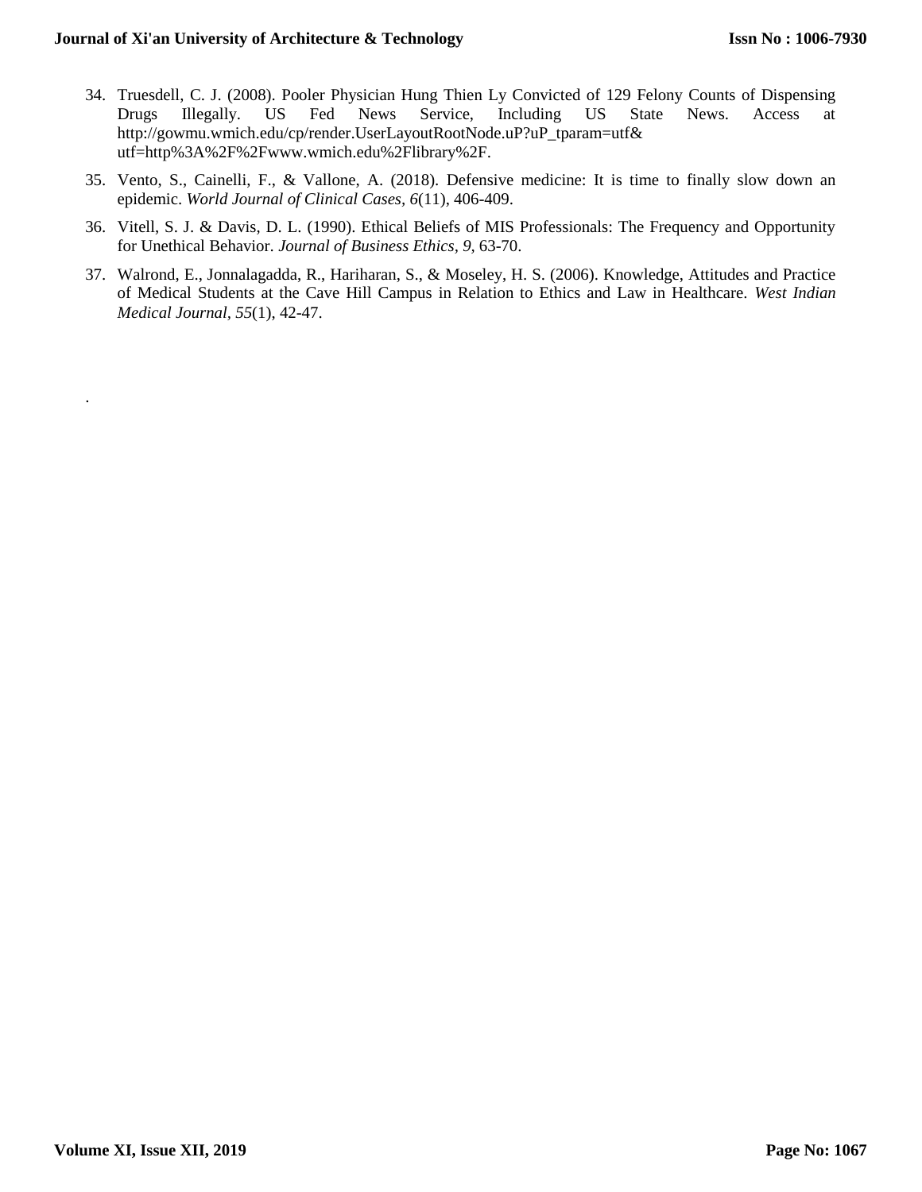34. Truesdell, C. J. (2008). Pooler Physician Hung Thien Ly Convicted of 129 Felony Counts of Dispensing Drugs Illegally. US Fed News Service, Including US State News. Access at http://gowmu.wmich.edu/cp/render.UserLayoutRootNode.uP?uP_tparam=utf& utf=http%3A%2F%2Fwww.wmich.edu%2Flibrary%2F.
35. Vento, S., Cainelli, F., & Vallone, A. (2018). Defensive medicine: It is time to finally slow down an epidemic. *World Journal of Clinical Cases, 6*(11), 406-409.
36. Vitell, S. J. & Davis, D. L. (1990). Ethical Beliefs of MIS Professionals: The Frequency and Opportunity for Unethical Behavior. *Journal of Business Ethics, 9*, 63-70.
37. Walrond, E., Jonnalagadda, R., Hariharan, S., & Moseley, H. S. (2006). Knowledge, Attitudes and Practice of Medical Students at the Cave Hill Campus in Relation to Ethics and Law in Healthcare. *West Indian Medical Journal, 55*(1), 42-47.

.